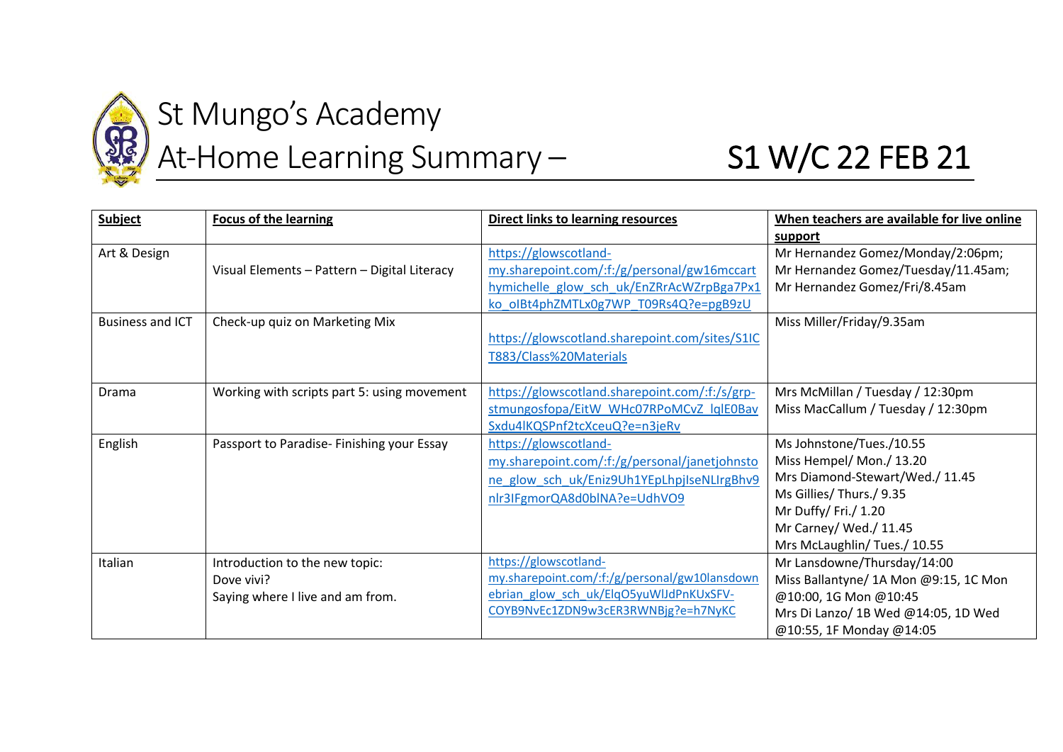# St Mungo's Academy

## At-Home Learning Summary – S1 W/C 22 FEB 21

| Subject | Focus of the learning | Direct links to learning resources | When teachers are available for live online support |
|---|---|---|---|
| Art & Design | Visual Elements – Pattern – Digital Literacy | https://glowscotland-my.sharepoint.com/:f:/g/personal/gw16mccarthymichelle_glow_sch_uk/EnZRrAcWZrpBga7Px1ko_oIBt4phZMTLx0g7WP_T09Rs4Q?e=pgB9zU | Mr Hernandez Gomez/Monday/2:06pm; Mr Hernandez Gomez/Tuesday/11.45am; Mr Hernandez Gomez/Fri/8.45am |
| Business and ICT | Check-up quiz on Marketing Mix | https://glowscotland.sharepoint.com/sites/S1ICT883/Class%20Materials | Miss Miller/Friday/9.35am |
| Drama | Working with scripts part 5: using movement | https://glowscotland.sharepoint.com/:f:/s/grp-stmungosfopa/EitW_WHc07RPoMCvZ_lqlE0BavSxdu4lKQSPnf2tcXceuQ?e=n3jeRv | Mrs McMillan / Tuesday / 12:30pm<br>Miss MacCallum / Tuesday / 12:30pm |
| English | Passport to Paradise- Finishing your Essay | https://glowscotland-my.sharepoint.com/:f:/g/personal/janetjohnstone_glow_sch_uk/Eniz9Uh1YEpLhpjIseNLIrgBhv9nlr3IFgmorQA8d0bINA?e=UdhVO9 | Ms Johnstone/Tues./10.55<br>Miss Hempel/ Mon./ 13.20<br>Mrs Diamond-Stewart/Wed./ 11.45<br>Ms Gillies/ Thurs./ 9.35<br>Mr Duffy/ Fri./ 1.20<br>Mr Carney/ Wed./ 11.45<br>Mrs McLaughlin/ Tues./ 10.55 |
| Italian | Introduction to the new topic:<br>Dove vivi?<br>Saying where I live and am from. | https://glowscotland-my.sharepoint.com/:f:/g/personal/gw10lansdownebrian_glow_sch_uk/ElqO5yuWlJdPnKUxSFV-COYB9NvEc1ZDN9w3cER3RWNBjg?e=h7NyKC | Mr Lansdowne/Thursday/14:00<br>Miss Ballantyne/ 1A Mon @9:15, 1C Mon @10:00, 1G Mon @10:45<br>Mrs Di Lanzo/ 1B Wed @14:05, 1D Wed @10:55, 1F Monday @14:05 |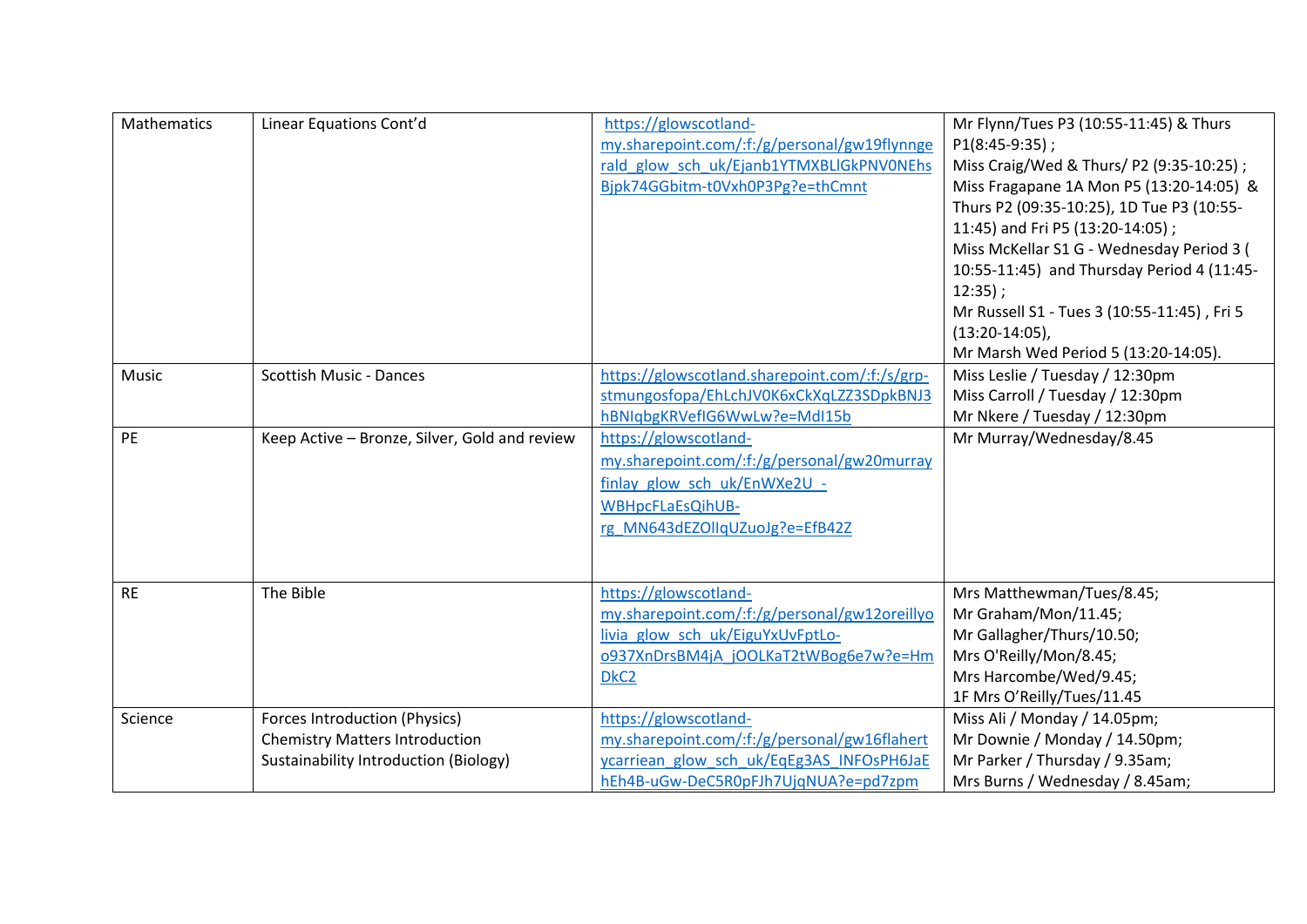| Mathematics | Linear Equations Cont'd | https://glowscotland-my.sharepoint.com/:f:/g/personal/gw19flynngerald_glow_sch_uk/Ejanb1YTMXBLlGkPNV0NEhsBjpk74GGbitm-t0Vxh0P3Pg?e=thCmnt | Mr Flynn/Tues P3 (10:55-11:45) & Thurs P1(8:45-9:35) ; Miss Craig/Wed & Thurs/ P2 (9:35-10:25) ; Miss Fragapane 1A Mon P5 (13:20-14:05) & Thurs P2 (09:35-10:25), 1D Tue P3 (10:55-11:45) and Fri P5 (13:20-14:05) ; Miss McKellar S1 G - Wednesday Period 3 ( 10:55-11:45) and Thursday Period 4 (11:45-12:35) ; Mr Russell S1 - Tues 3 (10:55-11:45) , Fri 5 (13:20-14:05), Mr Marsh Wed Period 5 (13:20-14:05). |
|---|---|---|---|
| Music | Scottish Music - Dances | https://glowscotland.sharepoint.com/:f:/s/grp-stmungosfopa/EhLchJV0K6xCkXqLZZ3SDpkBNJ3hBNIqbgKRVefIG6WwLw?e=MdI15b | Miss Leslie / Tuesday / 12:30pm Miss Carroll / Tuesday / 12:30pm Mr Nkere / Tuesday / 12:30pm |
| PE | Keep Active – Bronze, Silver, Gold and review | https://glowscotland-my.sharepoint.com/:f:/g/personal/gw20murrayfinlay_glow_sch_uk/EnWXe2U_-WBHpcFLaEsQihUB-rg_MN643dEZOlIqUZuoJg?e=EfB42Z | Mr Murray/Wednesday/8.45 |
| RE | The Bible | https://glowscotland-my.sharepoint.com/:f:/g/personal/gw12oreillyolivia_glow_sch_uk/EiguYxUvFptLo-o937XnDrsBM4jA_jOOLKaT2tWBog6e7w?e=HmDkC2 | Mrs Matthewman/Tues/8.45; Mr Graham/Mon/11.45; Mr Gallagher/Thurs/10.50; Mrs O'Reilly/Mon/8.45; Mrs Harcombe/Wed/9.45; 1F Mrs O'Reilly/Tues/11.45 |
| Science | Forces Introduction (Physics) Chemistry Matters Introduction Sustainability Introduction (Biology) | https://glowscotland-my.sharepoint.com/:f:/g/personal/gw16flahertycarriean_glow_sch_uk/EqEg3AS_INFOsPH6JaEhEh4B-uGw-DeC5R0pFJh7UjqNUA?e=pd7zpm | Miss Ali / Monday / 14.05pm; Mr Downie / Monday / 14.50pm; Mr Parker / Thursday / 9.35am; Mrs Burns / Wednesday / 8.45am; |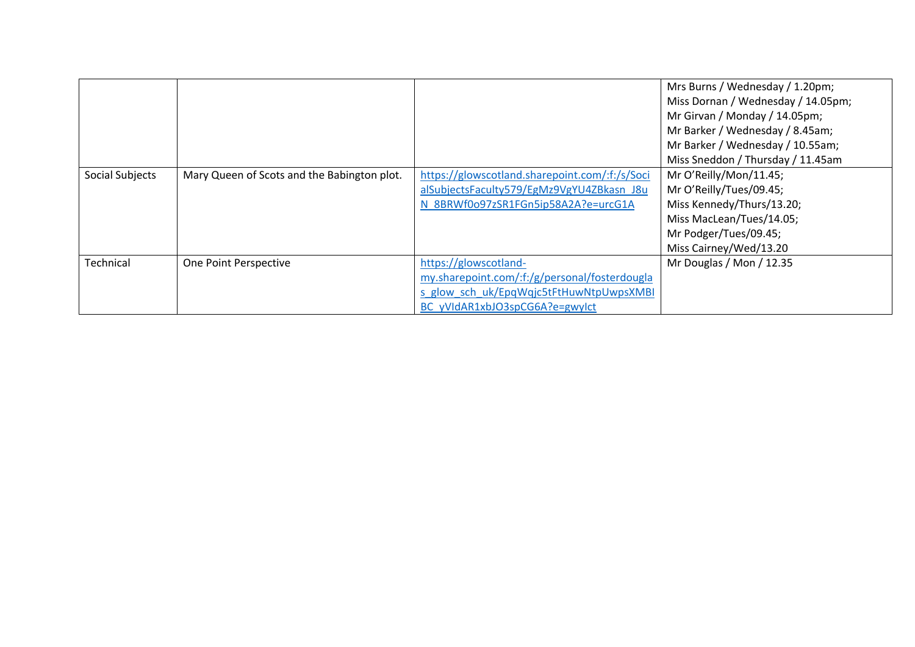| | | | |
|---|---|---|---|
| | | | Mrs Burns / Wednesday / 1.20pm;<br>Miss Dornan / Wednesday / 14.05pm;<br>Mr Girvan / Monday / 14.05pm;<br>Mr Barker / Wednesday / 8.45am;<br>Mr Barker / Wednesday / 10.55am;<br>Miss Sneddon / Thursday / 11.45am |
| Social Subjects | Mary Queen of Scots and the Babington plot. | https://glowscotland.sharepoint.com/:f:/s/SocialSubjectsFaculty579/EgMz9VgYU4ZBkasn_J8uN_8BRWf0o97zSR1FGn5ip58A2A?e=urcG1A | Mr O'Reilly/Mon/11.45;<br>Mr O'Reilly/Tues/09.45;<br>Miss Kennedy/Thurs/13.20;<br>Miss MacLean/Tues/14.05;<br>Mr Podger/Tues/09.45;<br>Miss Cairney/Wed/13.20 |
| Technical | One Point Perspective | https://glowscotland-my.sharepoint.com/:f:/g/personal/fosterdouglas_glow_sch_uk/EpqWqjc5tFtHuwNtpUwpsXMBIBC_yVIdAR1xbJO3spCG6A?e=gwylct | Mr Douglas / Mon / 12.35 |